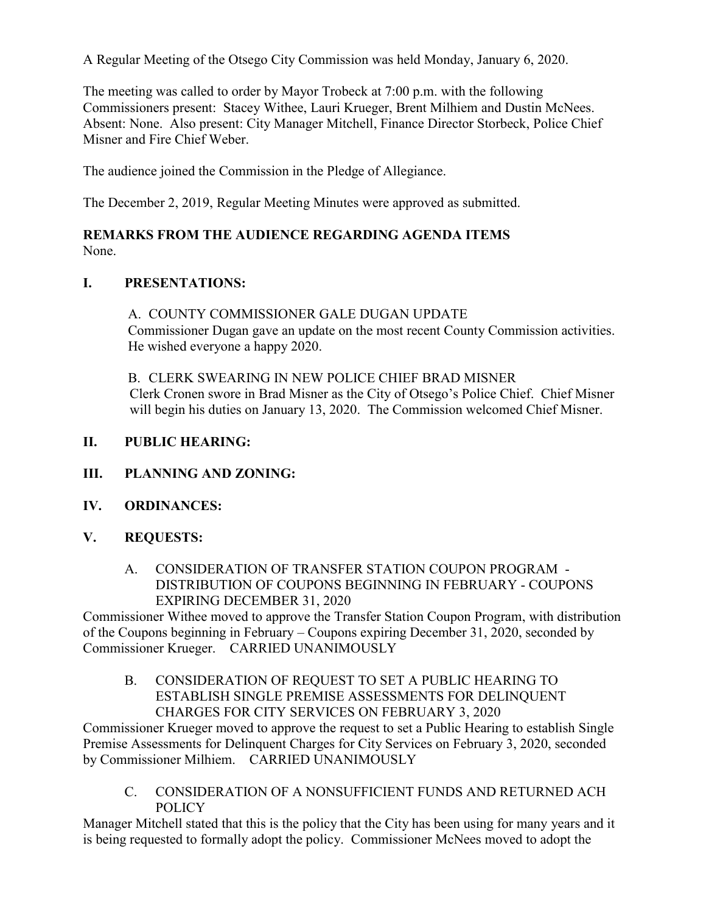A Regular Meeting of the Otsego City Commission was held Monday, January 6, 2020.

The meeting was called to order by Mayor Trobeck at 7:00 p.m. with the following Commissioners present: Stacey Withee, Lauri Krueger, Brent Milhiem and Dustin McNees. Absent: None. Also present: City Manager Mitchell, Finance Director Storbeck, Police Chief Misner and Fire Chief Weber.

The audience joined the Commission in the Pledge of Allegiance.

The December 2, 2019, Regular Meeting Minutes were approved as submitted.

**REMARKS FROM THE AUDIENCE REGARDING AGENDA ITEMS**
None.

## I. PRESENTATIONS:

A. COUNTY COMMISSIONER GALE DUGAN UPDATE
Commissioner Dugan gave an update on the most recent County Commission activities. He wished everyone a happy 2020.

B. CLERK SWEARING IN NEW POLICE CHIEF BRAD MISNER
Clerk Cronen swore in Brad Misner as the City of Otsego's Police Chief. Chief Misner will begin his duties on January 13, 2020. The Commission welcomed Chief Misner.

## II. PUBLIC HEARING:

## III. PLANNING AND ZONING:

## IV. ORDINANCES:

## V. REQUESTS:

A. CONSIDERATION OF TRANSFER STATION COUPON PROGRAM - DISTRIBUTION OF COUPONS BEGINNING IN FEBRUARY - COUPONS EXPIRING DECEMBER 31, 2020

Commissioner Withee moved to approve the Transfer Station Coupon Program, with distribution of the Coupons beginning in February – Coupons expiring December 31, 2020, seconded by Commissioner Krueger. CARRIED UNANIMOUSLY

B. CONSIDERATION OF REQUEST TO SET A PUBLIC HEARING TO ESTABLISH SINGLE PREMISE ASSESSMENTS FOR DELINQUENT CHARGES FOR CITY SERVICES ON FEBRUARY 3, 2020

Commissioner Krueger moved to approve the request to set a Public Hearing to establish Single Premise Assessments for Delinquent Charges for City Services on February 3, 2020, seconded by Commissioner Milhiem. CARRIED UNANIMOUSLY

C. CONSIDERATION OF A NONSUFFICIENT FUNDS AND RETURNED ACH POLICY

Manager Mitchell stated that this is the policy that the City has been using for many years and it is being requested to formally adopt the policy. Commissioner McNees moved to adopt the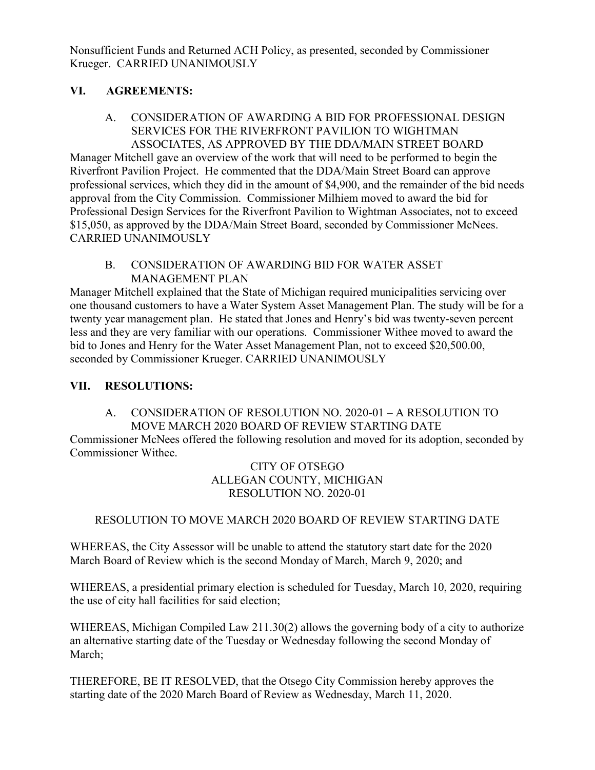Nonsufficient Funds and Returned ACH Policy, as presented, seconded by Commissioner Krueger. CARRIED UNANIMOUSLY

## VI. AGREEMENTS:

### A. CONSIDERATION OF AWARDING A BID FOR PROFESSIONAL DESIGN SERVICES FOR THE RIVERFRONT PAVILION TO WIGHTMAN ASSOCIATES, AS APPROVED BY THE DDA/MAIN STREET BOARD

Manager Mitchell gave an overview of the work that will need to be performed to begin the Riverfront Pavilion Project. He commented that the DDA/Main Street Board can approve professional services, which they did in the amount of $4,900, and the remainder of the bid needs approval from the City Commission. Commissioner Milhiem moved to award the bid for Professional Design Services for the Riverfront Pavilion to Wightman Associates, not to exceed $15,050, as approved by the DDA/Main Street Board, seconded by Commissioner McNees. CARRIED UNANIMOUSLY

### B. CONSIDERATION OF AWARDING BID FOR WATER ASSET MANAGEMENT PLAN

Manager Mitchell explained that the State of Michigan required municipalities servicing over one thousand customers to have a Water System Asset Management Plan. The study will be for a twenty year management plan. He stated that Jones and Henry's bid was twenty-seven percent less and they are very familiar with our operations. Commissioner Withee moved to award the bid to Jones and Henry for the Water Asset Management Plan, not to exceed $20,500.00, seconded by Commissioner Krueger. CARRIED UNANIMOUSLY

## VII. RESOLUTIONS:

### A. CONSIDERATION OF RESOLUTION NO. 2020-01 – A RESOLUTION TO MOVE MARCH 2020 BOARD OF REVIEW STARTING DATE

Commissioner McNees offered the following resolution and moved for its adoption, seconded by Commissioner Withee.

CITY OF OTSEGO
ALLEGAN COUNTY, MICHIGAN
RESOLUTION NO. 2020-01

RESOLUTION TO MOVE MARCH 2020 BOARD OF REVIEW STARTING DATE

WHEREAS, the City Assessor will be unable to attend the statutory start date for the 2020 March Board of Review which is the second Monday of March, March 9, 2020; and

WHEREAS, a presidential primary election is scheduled for Tuesday, March 10, 2020, requiring the use of city hall facilities for said election;

WHEREAS, Michigan Compiled Law 211.30(2) allows the governing body of a city to authorize an alternative starting date of the Tuesday or Wednesday following the second Monday of March;

THEREFORE, BE IT RESOLVED, that the Otsego City Commission hereby approves the starting date of the 2020 March Board of Review as Wednesday, March 11, 2020.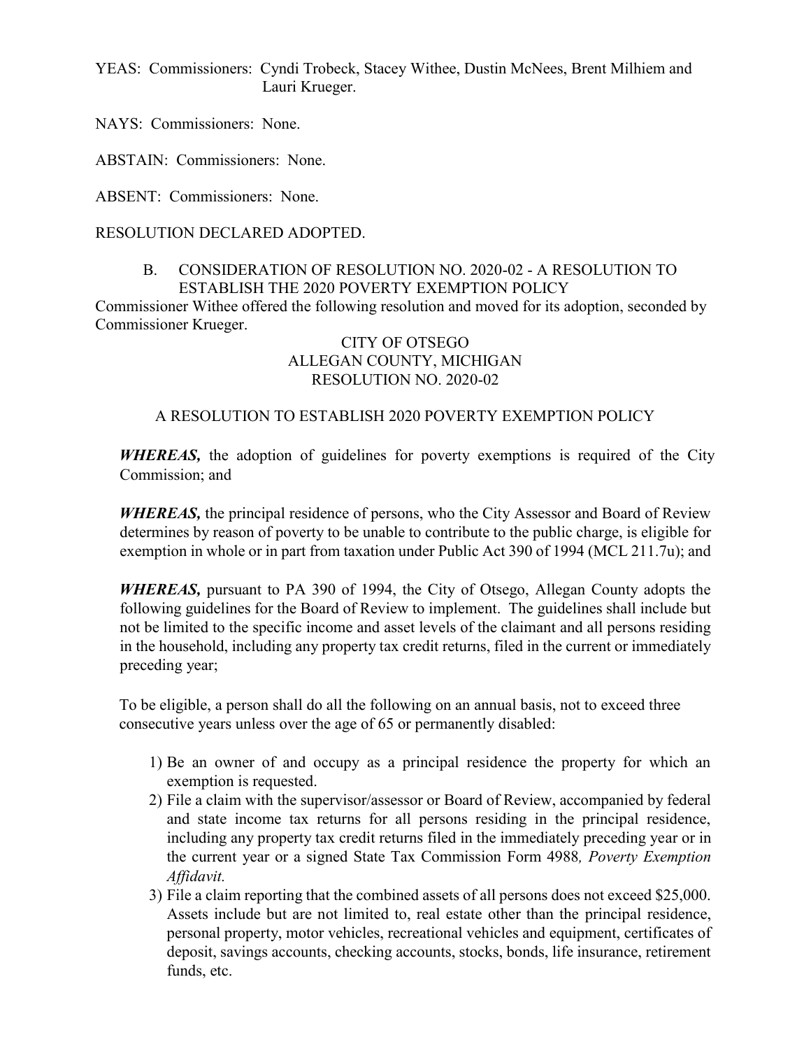YEAS: Commissioners: Cyndi Trobeck, Stacey Withee, Dustin McNees, Brent Milhiem and Lauri Krueger.

NAYS: Commissioners: None.

ABSTAIN: Commissioners: None.

ABSENT: Commissioners: None.

RESOLUTION DECLARED ADOPTED.

B. CONSIDERATION OF RESOLUTION NO. 2020-02 - A RESOLUTION TO ESTABLISH THE 2020 POVERTY EXEMPTION POLICY

Commissioner Withee offered the following resolution and moved for its adoption, seconded by Commissioner Krueger.

CITY OF OTSEGO
ALLEGAN COUNTY, MICHIGAN
RESOLUTION NO. 2020-02

A RESOLUTION TO ESTABLISH 2020 POVERTY EXEMPTION POLICY

***WHEREAS,*** the adoption of guidelines for poverty exemptions is required of the City Commission; and

***WHEREAS,*** the principal residence of persons, who the City Assessor and Board of Review determines by reason of poverty to be unable to contribute to the public charge, is eligible for exemption in whole or in part from taxation under Public Act 390 of 1994 (MCL 211.7u); and

***WHEREAS,*** pursuant to PA 390 of 1994, the City of Otsego, Allegan County adopts the following guidelines for the Board of Review to implement. The guidelines shall include but not be limited to the specific income and asset levels of the claimant and all persons residing in the household, including any property tax credit returns, filed in the current or immediately preceding year;

To be eligible, a person shall do all the following on an annual basis, not to exceed three consecutive years unless over the age of 65 or permanently disabled:

1) Be an owner of and occupy as a principal residence the property for which an exemption is requested.
2) File a claim with the supervisor/assessor or Board of Review, accompanied by federal and state income tax returns for all persons residing in the principal residence, including any property tax credit returns filed in the immediately preceding year or in the current year or a signed State Tax Commission Form 4988*, Poverty Exemption Affidavit.*
3) File a claim reporting that the combined assets of all persons does not exceed $25,000. Assets include but are not limited to, real estate other than the principal residence, personal property, motor vehicles, recreational vehicles and equipment, certificates of deposit, savings accounts, checking accounts, stocks, bonds, life insurance, retirement funds, etc.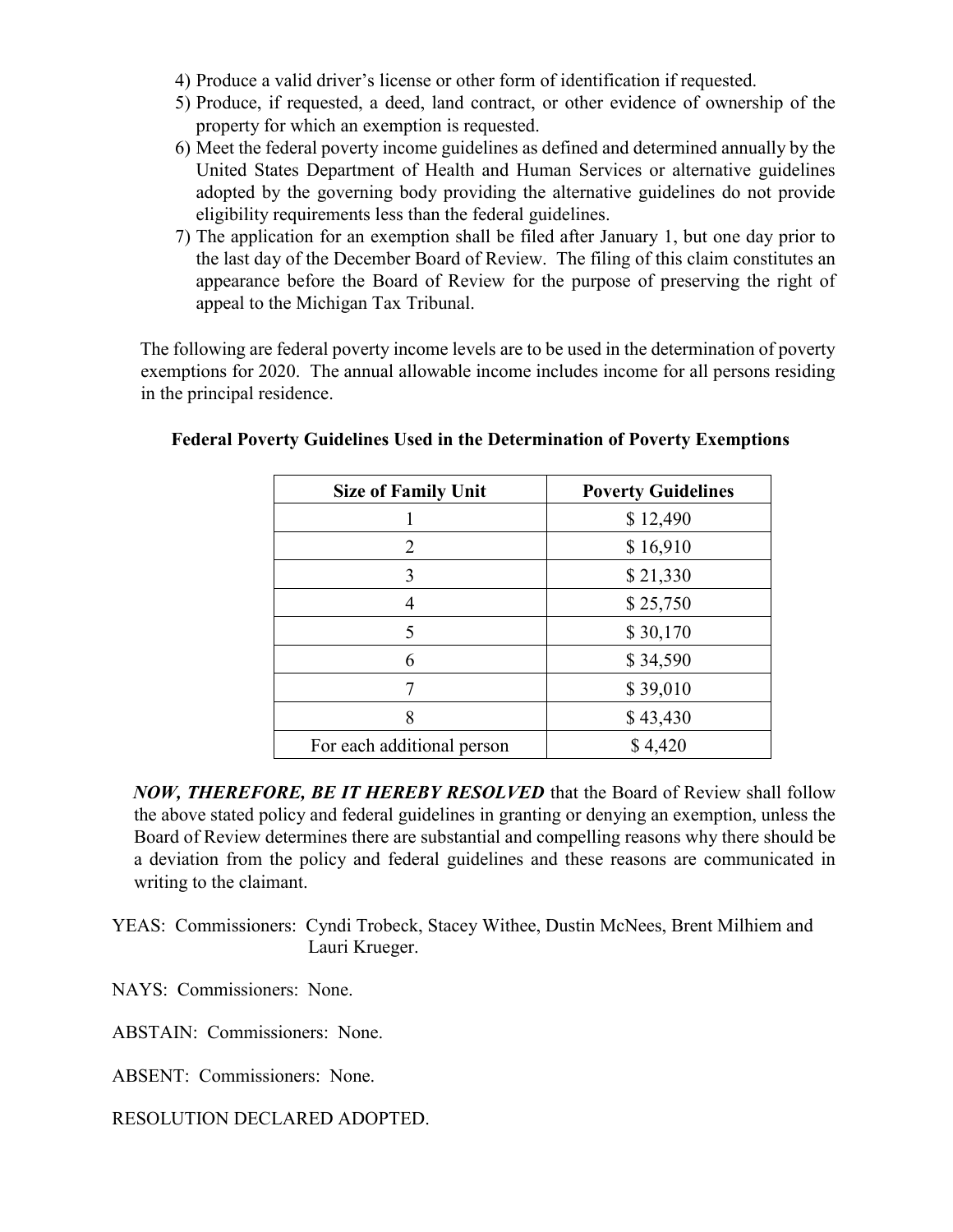4) Produce a valid driver's license or other form of identification if requested.
5) Produce, if requested, a deed, land contract, or other evidence of ownership of the property for which an exemption is requested.
6) Meet the federal poverty income guidelines as defined and determined annually by the United States Department of Health and Human Services or alternative guidelines adopted by the governing body providing the alternative guidelines do not provide eligibility requirements less than the federal guidelines.
7) The application for an exemption shall be filed after January 1, but one day prior to the last day of the December Board of Review. The filing of this claim constitutes an appearance before the Board of Review for the purpose of preserving the right of appeal to the Michigan Tax Tribunal.

The following are federal poverty income levels are to be used in the determination of poverty exemptions for 2020. The annual allowable income includes income for all persons residing in the principal residence.

**Federal Poverty Guidelines Used in the Determination of Poverty Exemptions**

| Size of Family Unit | Poverty Guidelines |
|---|---|
| 1 | $ 12,490 |
| 2 | $ 16,910 |
| 3 | $ 21,330 |
| 4 | $ 25,750 |
| 5 | $ 30,170 |
| 6 | $ 34,590 |
| 7 | $ 39,010 |
| 8 | $ 43,430 |
| For each additional person | $ 4,420 |

***NOW, THEREFORE, BE IT HEREBY RESOLVED*** that the Board of Review shall follow the above stated policy and federal guidelines in granting or denying an exemption, unless the Board of Review determines there are substantial and compelling reasons why there should be a deviation from the policy and federal guidelines and these reasons are communicated in writing to the claimant.

YEAS: Commissioners: Cyndi Trobeck, Stacey Withee, Dustin McNees, Brent Milhiem and Lauri Krueger.

NAYS: Commissioners: None.

ABSTAIN: Commissioners: None.

ABSENT: Commissioners: None.

RESOLUTION DECLARED ADOPTED.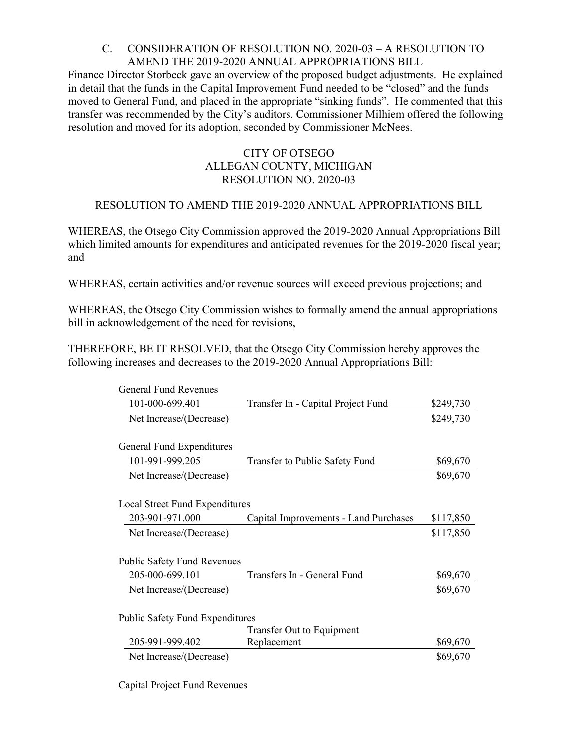### C. CONSIDERATION OF RESOLUTION NO. 2020-03 – A RESOLUTION TO AMEND THE 2019-2020 ANNUAL APPROPRIATIONS BILL

Finance Director Storbeck gave an overview of the proposed budget adjustments. He explained in detail that the funds in the Capital Improvement Fund needed to be "closed" and the funds moved to General Fund, and placed in the appropriate "sinking funds". He commented that this transfer was recommended by the City's auditors. Commissioner Milhiem offered the following resolution and moved for its adoption, seconded by Commissioner McNees.

CITY OF OTSEGO
ALLEGAN COUNTY, MICHIGAN
RESOLUTION NO. 2020-03

RESOLUTION TO AMEND THE 2019-2020 ANNUAL APPROPRIATIONS BILL

WHEREAS, the Otsego City Commission approved the 2019-2020 Annual Appropriations Bill which limited amounts for expenditures and anticipated revenues for the 2019-2020 fiscal year; and

WHEREAS, certain activities and/or revenue sources will exceed previous projections; and

WHEREAS, the Otsego City Commission wishes to formally amend the annual appropriations bill in acknowledgement of the need for revisions,

THEREFORE, BE IT RESOLVED, that the Otsego City Commission hereby approves the following increases and decreases to the 2019-2020 Annual Appropriations Bill:

| | | |
|---|---|---|
| **General Fund Revenues** | | |
| 101-000-699.401 | Transfer In - Capital Project Fund | $249,730 |
| Net Increase/(Decrease) | | $249,730 |
| **General Fund Expenditures** | | |
| 101-991-999.205 | Transfer to Public Safety Fund | $69,670 |
| Net Increase/(Decrease) | | $69,670 |
| **Local Street Fund Expenditures** | | |
| 203-901-971.000 | Capital Improvements - Land Purchases | $117,850 |
| Net Increase/(Decrease) | | $117,850 |
| **Public Safety Fund Revenues** | | |
| 205-000-699.101 | Transfers In - General Fund | $69,670 |
| Net Increase/(Decrease) | | $69,670 |
| **Public Safety Fund Expenditures** | | |
| 205-991-999.402 | Transfer Out to Equipment Replacement | $69,670 |
| Net Increase/(Decrease) | | $69,670 |

Capital Project Fund Revenues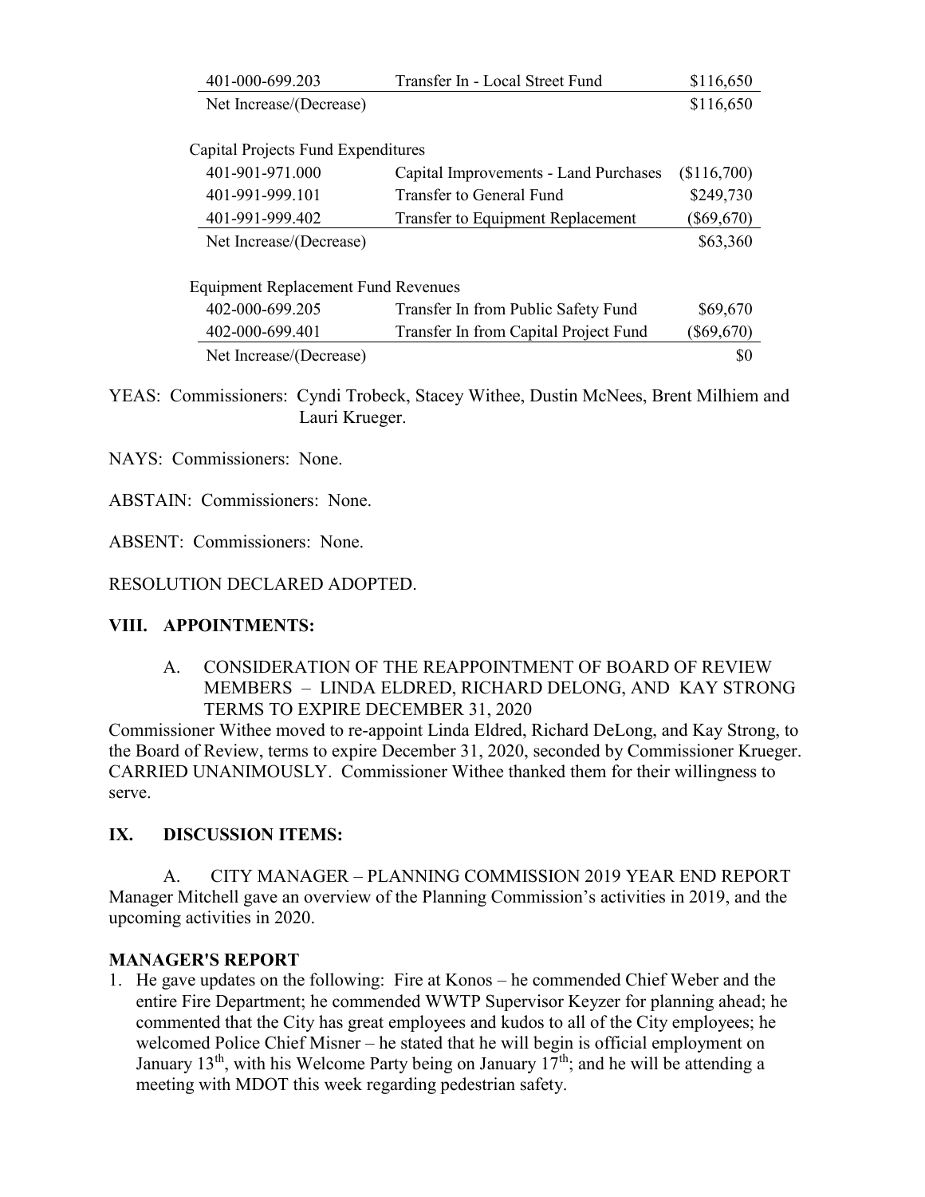| | | |
|---|---|---|
| 401-000-699.203 | Transfer In - Local Street Fund | $116,650 |
| Net Increase/(Decrease) | | $116,650 |

Capital Projects Fund Expenditures

| | | |
|---|---|---|
| 401-901-971.000 | Capital Improvements - Land Purchases | ($116,700) |
| 401-991-999.101 | Transfer to General Fund | $249,730 |
| 401-991-999.402 | Transfer to Equipment Replacement | ($69,670) |
| Net Increase/(Decrease) | | $63,360 |

Equipment Replacement Fund Revenues

| | | |
|---|---|---|
| 402-000-699.205 | Transfer In from Public Safety Fund | $69,670 |
| 402-000-699.401 | Transfer In from Capital Project Fund | ($69,670) |
| Net Increase/(Decrease) | | $0 |

YEAS: Commissioners: Cyndi Trobeck, Stacey Withee, Dustin McNees, Brent Milhiem and Lauri Krueger.

NAYS: Commissioners: None.

ABSTAIN: Commissioners: None.

ABSENT: Commissioners: None.

RESOLUTION DECLARED ADOPTED.

## VIII. APPOINTMENTS:

A. CONSIDERATION OF THE REAPPOINTMENT OF BOARD OF REVIEW MEMBERS – LINDA ELDRED, RICHARD DELONG, AND KAY STRONG TERMS TO EXPIRE DECEMBER 31, 2020

Commissioner Withee moved to re-appoint Linda Eldred, Richard DeLong, and Kay Strong, to the Board of Review, terms to expire December 31, 2020, seconded by Commissioner Krueger. CARRIED UNANIMOUSLY. Commissioner Withee thanked them for their willingness to serve.

## IX. DISCUSSION ITEMS:

A. CITY MANAGER – PLANNING COMMISSION 2019 YEAR END REPORT

Manager Mitchell gave an overview of the Planning Commission's activities in 2019, and the upcoming activities in 2020.

**MANAGER'S REPORT**

1. He gave updates on the following: Fire at Konos – he commended Chief Weber and the entire Fire Department; he commended WWTP Supervisor Keyzer for planning ahead; he commented that the City has great employees and kudos to all of the City employees; he welcomed Police Chief Misner – he stated that he will begin is official employment on January 13th, with his Welcome Party being on January 17th; and he will be attending a meeting with MDOT this week regarding pedestrian safety.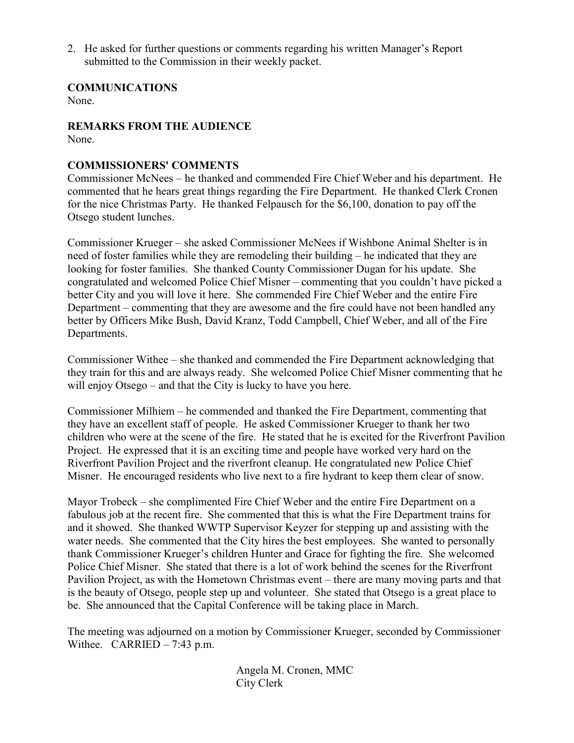2. He asked for further questions or comments regarding his written Manager's Report submitted to the Commission in their weekly packet.

**COMMUNICATIONS**

None.

**REMARKS FROM THE AUDIENCE**

None.

**COMMISSIONERS' COMMENTS**

Commissioner McNees – he thanked and commended Fire Chief Weber and his department. He commented that he hears great things regarding the Fire Department. He thanked Clerk Cronen for the nice Christmas Party. He thanked Felpausch for the $6,100, donation to pay off the Otsego student lunches.

Commissioner Krueger – she asked Commissioner McNees if Wishbone Animal Shelter is in need of foster families while they are remodeling their building – he indicated that they are looking for foster families. She thanked County Commissioner Dugan for his update. She congratulated and welcomed Police Chief Misner – commenting that you couldn't have picked a better City and you will love it here. She commended Fire Chief Weber and the entire Fire Department – commenting that they are awesome and the fire could have not been handled any better by Officers Mike Bush, David Kranz, Todd Campbell, Chief Weber, and all of the Fire Departments.

Commissioner Withee – she thanked and commended the Fire Department acknowledging that they train for this and are always ready. She welcomed Police Chief Misner commenting that he will enjoy Otsego – and that the City is lucky to have you here.

Commissioner Milhiem – he commended and thanked the Fire Department, commenting that they have an excellent staff of people. He asked Commissioner Krueger to thank her two children who were at the scene of the fire. He stated that he is excited for the Riverfront Pavilion Project. He expressed that it is an exciting time and people have worked very hard on the Riverfront Pavilion Project and the riverfront cleanup. He congratulated new Police Chief Misner. He encouraged residents who live next to a fire hydrant to keep them clear of snow.

Mayor Trobeck – she complimented Fire Chief Weber and the entire Fire Department on a fabulous job at the recent fire. She commented that this is what the Fire Department trains for and it showed. She thanked WWTP Supervisor Keyzer for stepping up and assisting with the water needs. She commented that the City hires the best employees. She wanted to personally thank Commissioner Krueger's children Hunter and Grace for fighting the fire. She welcomed Police Chief Misner. She stated that there is a lot of work behind the scenes for the Riverfront Pavilion Project, as with the Hometown Christmas event – there are many moving parts and that is the beauty of Otsego, people step up and volunteer. She stated that Otsego is a great place to be. She announced that the Capital Conference will be taking place in March.

The meeting was adjourned on a motion by Commissioner Krueger, seconded by Commissioner Withee. CARRIED – 7:43 p.m.

Angela M. Cronen, MMC
City Clerk